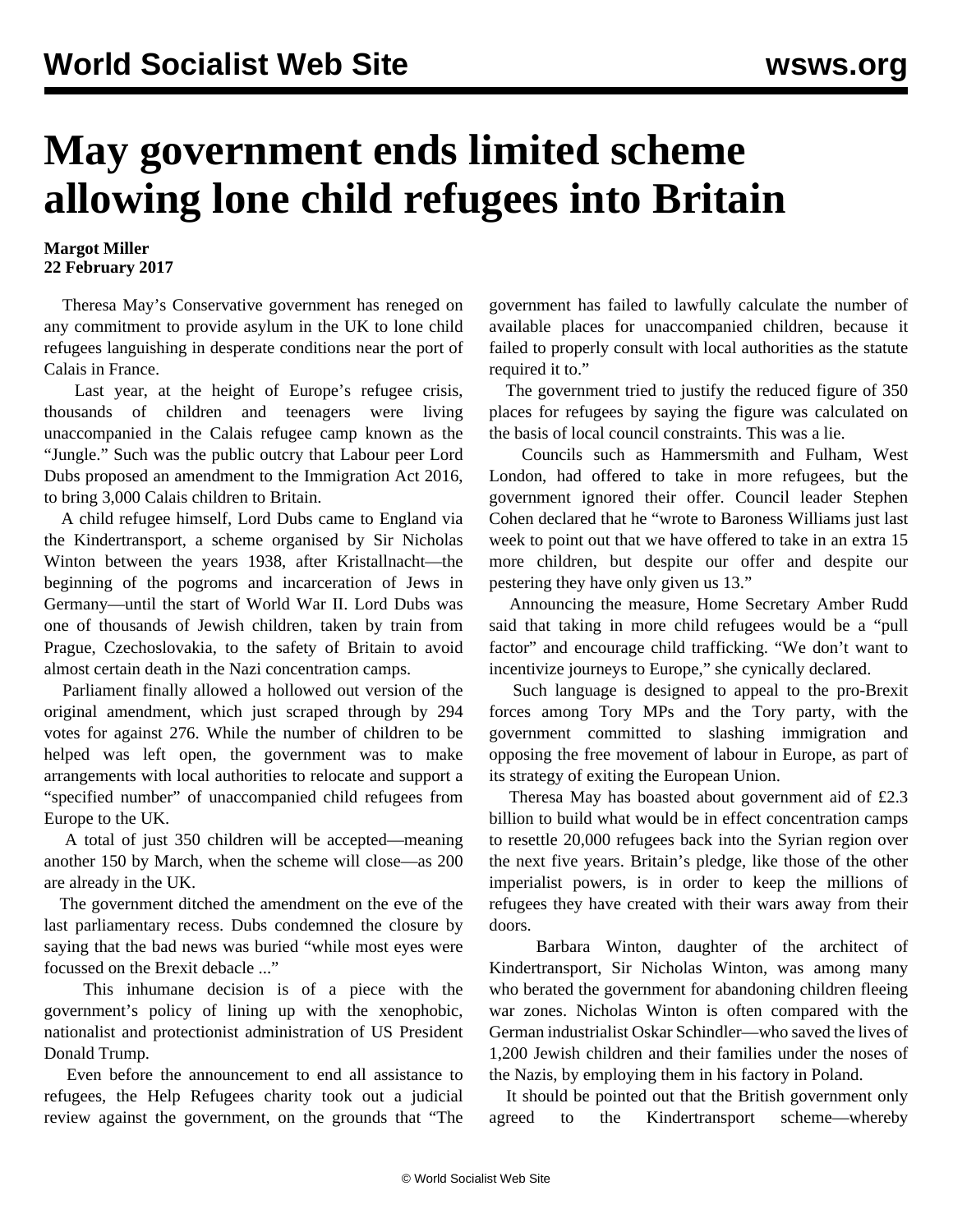# May government ends limited scheme allowing lone child refugees into Britain

**Margot Miller**
**22 February 2017**

Theresa May's Conservative government has reneged on any commitment to provide asylum in the UK to lone child refugees languishing in desperate conditions near the port of Calais in France.

Last year, at the height of Europe's refugee crisis, thousands of children and teenagers were living unaccompanied in the Calais refugee camp known as the "Jungle." Such was the public outcry that Labour peer Lord Dubs proposed an amendment to the Immigration Act 2016, to bring 3,000 Calais children to Britain.

A child refugee himself, Lord Dubs came to England via the Kindertransport, a scheme organised by Sir Nicholas Winton between the years 1938, after Kristallnacht—the beginning of the pogroms and incarceration of Jews in Germany—until the start of World War II. Lord Dubs was one of thousands of Jewish children, taken by train from Prague, Czechoslovakia, to the safety of Britain to avoid almost certain death in the Nazi concentration camps.

Parliament finally allowed a hollowed out version of the original amendment, which just scraped through by 294 votes for against 276. While the number of children to be helped was left open, the government was to make arrangements with local authorities to relocate and support a "specified number" of unaccompanied child refugees from Europe to the UK.

A total of just 350 children will be accepted—meaning another 150 by March, when the scheme will close—as 200 are already in the UK.

The government ditched the amendment on the eve of the last parliamentary recess. Dubs condemned the closure by saying that the bad news was buried "while most eyes were focussed on the Brexit debacle ..."

This inhumane decision is of a piece with the government's policy of lining up with the xenophobic, nationalist and protectionist administration of US President Donald Trump.

Even before the announcement to end all assistance to refugees, the Help Refugees charity took out a judicial review against the government, on the grounds that "The government has failed to lawfully calculate the number of available places for unaccompanied children, because it failed to properly consult with local authorities as the statute required it to."

The government tried to justify the reduced figure of 350 places for refugees by saying the figure was calculated on the basis of local council constraints. This was a lie.

Councils such as Hammersmith and Fulham, West London, had offered to take in more refugees, but the government ignored their offer. Council leader Stephen Cohen declared that he "wrote to Baroness Williams just last week to point out that we have offered to take in an extra 15 more children, but despite our offer and despite our pestering they have only given us 13."

Announcing the measure, Home Secretary Amber Rudd said that taking in more child refugees would be a "pull factor" and encourage child trafficking. "We don't want to incentivize journeys to Europe," she cynically declared.

Such language is designed to appeal to the pro-Brexit forces among Tory MPs and the Tory party, with the government committed to slashing immigration and opposing the free movement of labour in Europe, as part of its strategy of exiting the European Union.

Theresa May has boasted about government aid of £2.3 billion to build what would be in effect concentration camps to resettle 20,000 refugees back into the Syrian region over the next five years. Britain's pledge, like those of the other imperialist powers, is in order to keep the millions of refugees they have created with their wars away from their doors.

Barbara Winton, daughter of the architect of Kindertransport, Sir Nicholas Winton, was among many who berated the government for abandoning children fleeing war zones. Nicholas Winton is often compared with the German industrialist Oskar Schindler—who saved the lives of 1,200 Jewish children and their families under the noses of the Nazis, by employing them in his factory in Poland.

It should be pointed out that the British government only agreed to the Kindertransport scheme—whereby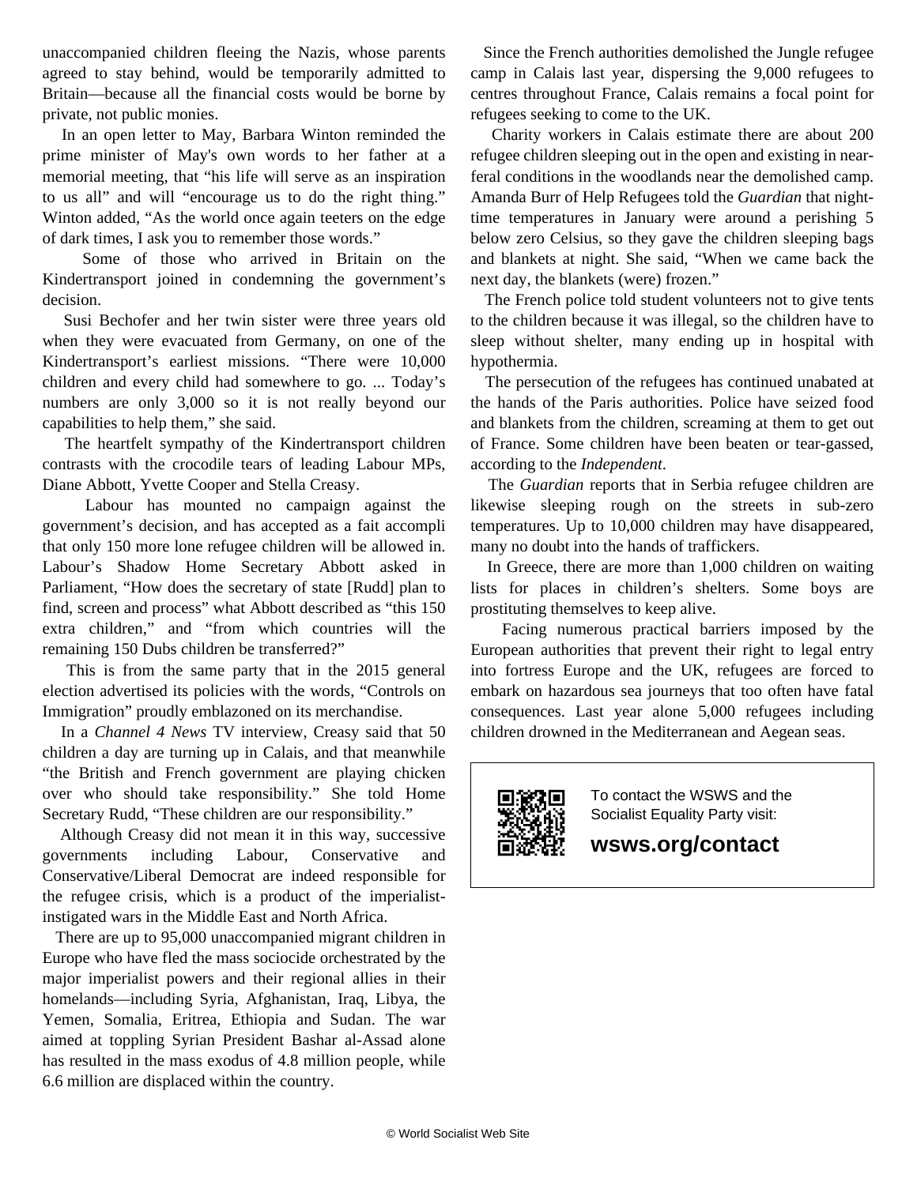unaccompanied children fleeing the Nazis, whose parents agreed to stay behind, would be temporarily admitted to Britain—because all the financial costs would be borne by private, not public monies.

In an open letter to May, Barbara Winton reminded the prime minister of May's own words to her father at a memorial meeting, that "his life will serve as an inspiration to us all" and will "encourage us to do the right thing." Winton added, "As the world once again teeters on the edge of dark times, I ask you to remember those words."

Some of those who arrived in Britain on the Kindertransport joined in condemning the government's decision.

Susi Bechofer and her twin sister were three years old when they were evacuated from Germany, on one of the Kindertransport's earliest missions. "There were 10,000 children and every child had somewhere to go. ... Today's numbers are only 3,000 so it is not really beyond our capabilities to help them," she said.

The heartfelt sympathy of the Kindertransport children contrasts with the crocodile tears of leading Labour MPs, Diane Abbott, Yvette Cooper and Stella Creasy.

Labour has mounted no campaign against the government's decision, and has accepted as a fait accompli that only 150 more lone refugee children will be allowed in. Labour's Shadow Home Secretary Abbott asked in Parliament, "How does the secretary of state [Rudd] plan to find, screen and process" what Abbott described as "this 150 extra children," and "from which countries will the remaining 150 Dubs children be transferred?"

This is from the same party that in the 2015 general election advertised its policies with the words, "Controls on Immigration" proudly emblazoned on its merchandise.

In a *Channel 4 News* TV interview, Creasy said that 50 children a day are turning up in Calais, and that meanwhile "the British and French government are playing chicken over who should take responsibility." She told Home Secretary Rudd, "These children are our responsibility."

Although Creasy did not mean it in this way, successive governments including Labour, Conservative and Conservative/Liberal Democrat are indeed responsible for the refugee crisis, which is a product of the imperialist-instigated wars in the Middle East and North Africa.

There are up to 95,000 unaccompanied migrant children in Europe who have fled the mass sociocide orchestrated by the major imperialist powers and their regional allies in their homelands—including Syria, Afghanistan, Iraq, Libya, the Yemen, Somalia, Eritrea, Ethiopia and Sudan. The war aimed at toppling Syrian President Bashar al-Assad alone has resulted in the mass exodus of 4.8 million people, while 6.6 million are displaced within the country.

Since the French authorities demolished the Jungle refugee camp in Calais last year, dispersing the 9,000 refugees to centres throughout France, Calais remains a focal point for refugees seeking to come to the UK.

Charity workers in Calais estimate there are about 200 refugee children sleeping out in the open and existing in near-feral conditions in the woodlands near the demolished camp. Amanda Burr of Help Refugees told the *Guardian* that night-time temperatures in January were around a perishing 5 below zero Celsius, so they gave the children sleeping bags and blankets at night. She said, "When we came back the next day, the blankets (were) frozen."

The French police told student volunteers not to give tents to the children because it was illegal, so the children have to sleep without shelter, many ending up in hospital with hypothermia.

The persecution of the refugees has continued unabated at the hands of the Paris authorities. Police have seized food and blankets from the children, screaming at them to get out of France. Some children have been beaten or tear-gassed, according to the *Independent*.

The *Guardian* reports that in Serbia refugee children are likewise sleeping rough on the streets in sub-zero temperatures. Up to 10,000 children may have disappeared, many no doubt into the hands of traffickers.

In Greece, there are more than 1,000 children on waiting lists for places in children's shelters. Some boys are prostituting themselves to keep alive.

Facing numerous practical barriers imposed by the European authorities that prevent their right to legal entry into fortress Europe and the UK, refugees are forced to embark on hazardous sea journeys that too often have fatal consequences. Last year alone 5,000 refugees including children drowned in the Mediterranean and Aegean seas.

To contact the WSWS and the Socialist Equality Party visit:

**wsws.org/contact**